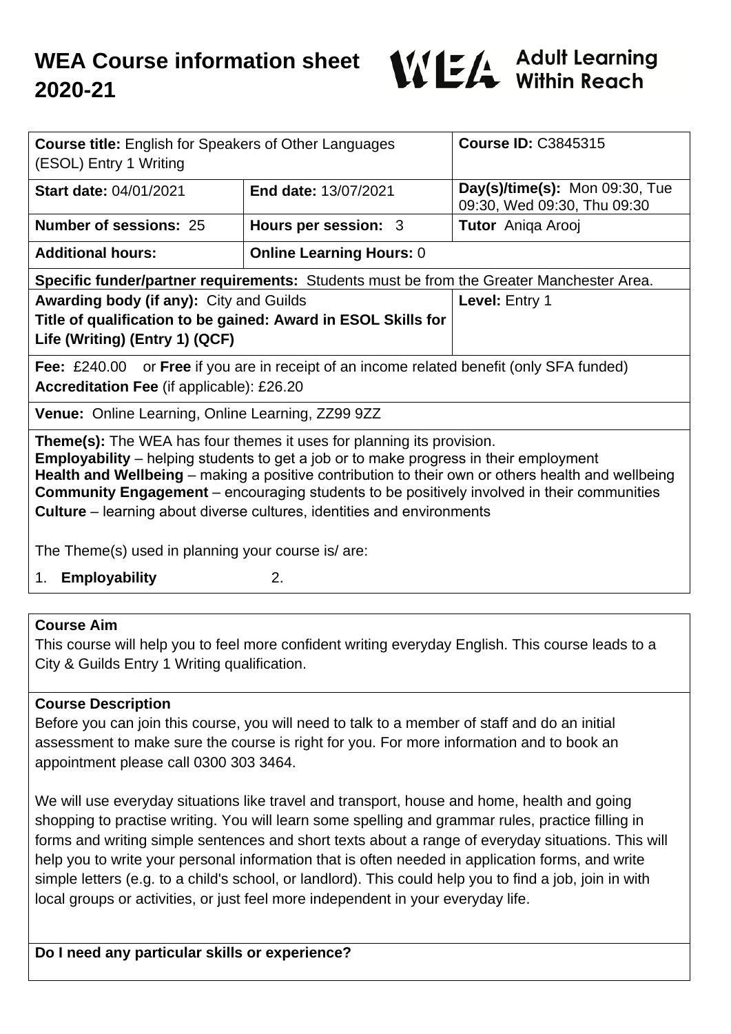# WEA Course information sheet 2020-21

WEA Adult Learning Within Reach

| **Course title:** English for Speakers of Other Languages (ESOL) Entry 1 Writing | | **Course ID:** C3845315 |
|---|---|---|
| **Start date:** 04/01/2021 | **End date:** 13/07/2021 | **Day(s)/time(s):** Mon 09:30, Tue 09:30, Wed 09:30, Thu 09:30 |
| **Number of sessions:** 25 | **Hours per session:** 3 | **Tutor** Aniqa Arooj |
| **Additional hours:** | **Online Learning Hours:** 0 | |
| **Specific funder/partner requirements:** Students must be from the Greater Manchester Area. | | |
| **Awarding body (if any):** City and Guilds<br>**Title of qualification to be gained: Award in ESOL Skills for Life (Writing) (Entry 1) (QCF)** | | **Level:** Entry 1 |
| **Fee:** £240.00 or **Free** if you are in receipt of an income related benefit (only SFA funded)<br>**Accreditation Fee** (if applicable): £26.20 | | |
| **Venue:** Online Learning, Online Learning, ZZ99 9ZZ | | |
| **Theme(s):** The WEA has four themes it uses for planning its provision.<br>**Employability** – helping students to get a job or to make progress in their employment<br>**Health and Wellbeing** – making a positive contribution to their own or others health and wellbeing<br>**Community Engagement** – encouraging students to be positively involved in their communities<br>**Culture** – learning about diverse cultures, identities and environments<br><br>The Theme(s) used in planning your course is/ are:<br>1. **Employability** 2. | | |

## Course Aim

This course will help you to feel more confident writing everyday English. This course leads to a City & Guilds Entry 1 Writing qualification.

## Course Description

Before you can join this course, you will need to talk to a member of staff and do an initial assessment to make sure the course is right for you. For more information and to book an appointment please call 0300 303 3464.

We will use everyday situations like travel and transport, house and home, health and going shopping to practise writing. You will learn some spelling and grammar rules, practice filling in forms and writing simple sentences and short texts about a range of everyday situations. This will help you to write your personal information that is often needed in application forms, and write simple letters (e.g. to a child's school, or landlord). This could help you to find a job, join in with local groups or activities, or just feel more independent in your everyday life.

## Do I need any particular skills or experience?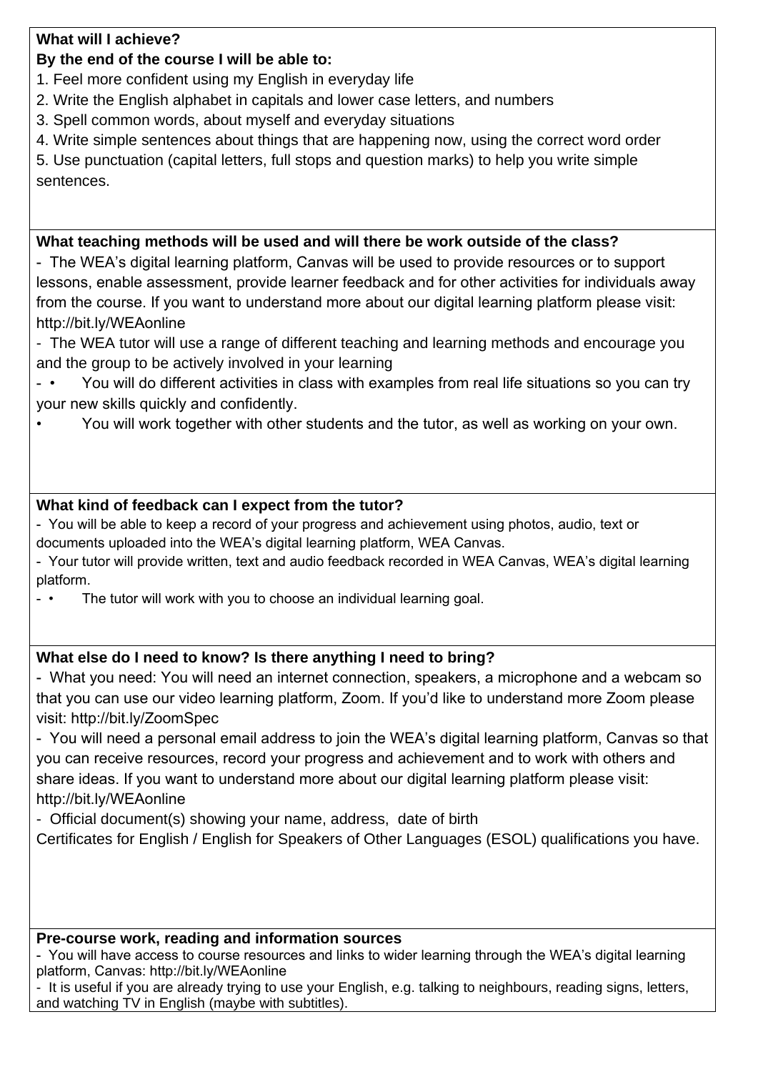**What will I achieve?**

**By the end of the course I will be able to:**

1. Feel more confident using my English in everyday life
2. Write the English alphabet in capitals and lower case letters, and numbers
3. Spell common words, about myself and everyday situations
4. Write simple sentences about things that are happening now, using the correct word order
5. Use punctuation (capital letters, full stops and question marks) to help you write simple sentences.

**What teaching methods will be used and will there be work outside of the class?**

- The WEA's digital learning platform, Canvas will be used to provide resources or to support lessons, enable assessment, provide learner feedback and for other activities for individuals away from the course. If you want to understand more about our digital learning platform please visit: http://bit.ly/WEAonline
- The WEA tutor will use a range of different teaching and learning methods and encourage you and the group to be actively involved in your learning
- • You will do different activities in class with examples from real life situations so you can try your new skills quickly and confidently.

• You will work together with other students and the tutor, as well as working on your own.

**What kind of feedback can I expect from the tutor?**

- You will be able to keep a record of your progress and achievement using photos, audio, text or documents uploaded into the WEA's digital learning platform, WEA Canvas.
- Your tutor will provide written, text and audio feedback recorded in WEA Canvas, WEA's digital learning platform.
- • The tutor will work with you to choose an individual learning goal.

**What else do I need to know? Is there anything I need to bring?**

- What you need: You will need an internet connection, speakers, a microphone and a webcam so that you can use our video learning platform, Zoom. If you'd like to understand more Zoom please visit: http://bit.ly/ZoomSpec
- You will need a personal email address to join the WEA's digital learning platform, Canvas so that you can receive resources, record your progress and achievement and to work with others and share ideas. If you want to understand more about our digital learning platform please visit: http://bit.ly/WEAonline
- Official document(s) showing your name, address, date of birth

Certificates for English / English for Speakers of Other Languages (ESOL) qualifications you have.

**Pre-course work, reading and information sources**

- You will have access to course resources and links to wider learning through the WEA's digital learning platform, Canvas: http://bit.ly/WEAonline
- It is useful if you are already trying to use your English, e.g. talking to neighbours, reading signs, letters, and watching TV in English (maybe with subtitles).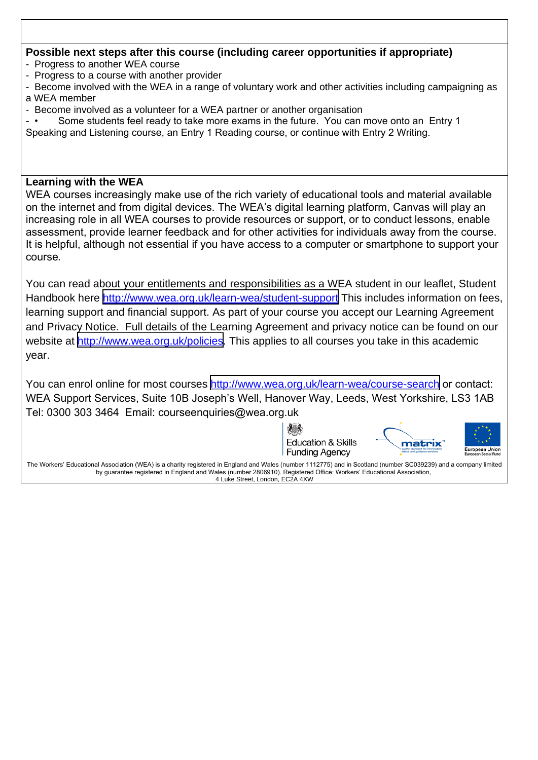**Possible next steps after this course (including career opportunities if appropriate)**

- Progress to another WEA course
- Progress to a course with another provider
- Become involved with the WEA in a range of voluntary work and other activities including campaigning as a WEA member
- Become involved as a volunteer for a WEA partner or another organisation
- • Some students feel ready to take more exams in the future. You can move onto an Entry 1 Speaking and Listening course, an Entry 1 Reading course, or continue with Entry 2 Writing.

**Learning with the WEA**

WEA courses increasingly make use of the rich variety of educational tools and material available on the internet and from digital devices. The WEA's digital learning platform, Canvas will play an increasing role in all WEA courses to provide resources or support, or to conduct lessons, enable assessment, provide learner feedback and for other activities for individuals away from the course. It is helpful, although not essential if you have access to a computer or smartphone to support your course.

You can read about your entitlements and responsibilities as a WEA student in our leaflet, Student Handbook here http://www.wea.org.uk/learn-wea/student-support This includes information on fees, learning support and financial support. As part of your course you accept our Learning Agreement and Privacy Notice. Full details of the Learning Agreement and privacy notice can be found on our website at http://www.wea.org.uk/policies. This applies to all courses you take in this academic year.

You can enrol online for most courses http://www.wea.org.uk/learn-wea/course-search or contact: WEA Support Services, Suite 10B Joseph's Well, Hanover Way, Leeds, West Yorkshire, LS3 1AB
Tel: 0300 303 3464 Email: courseenquiries@wea.org.uk

Education & Skills Funding Agency

matrix

European Union European Social Fund

The Workers' Educational Association (WEA) is a charity registered in England and Wales (number 1112775) and in Scotland (number SC039239) and a company limited by guarantee registered in England and Wales (number 2806910). Registered Office: Workers' Educational Association, 4 Luke Street, London, EC2A 4XW